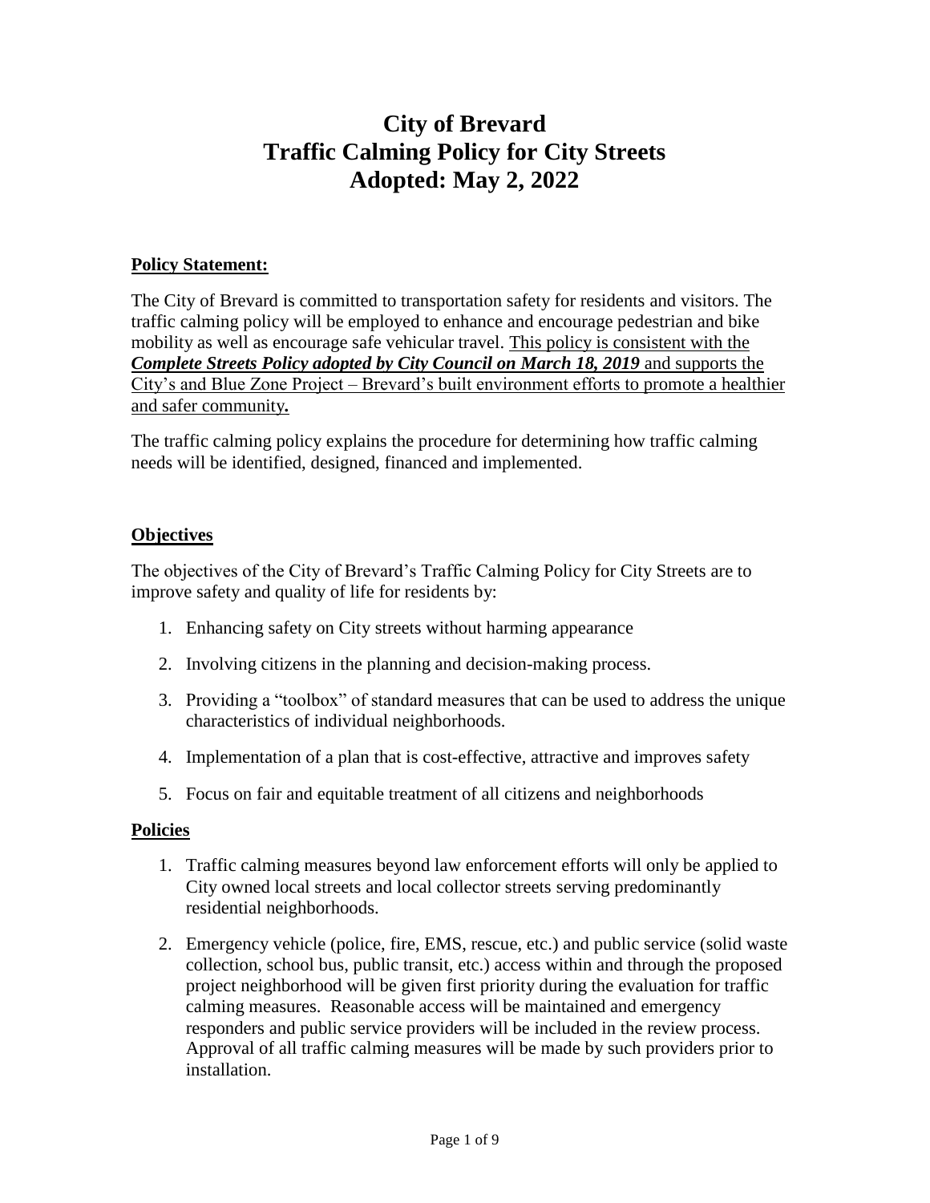# City of Brevard
# Traffic Calming Policy for City Streets
# Adopted: May 2, 2022

## Policy Statement:

The City of Brevard is committed to transportation safety for residents and visitors. The traffic calming policy will be employed to enhance and encourage pedestrian and bike mobility as well as encourage safe vehicular travel. <u>This policy is consistent with the ***Complete Streets Policy adopted by City Council on March 18, 2019*** and supports the City's and Blue Zone Project – Brevard's built environment efforts to promote a healthier and safer community**.**</u>

The traffic calming policy explains the procedure for determining how traffic calming needs will be identified, designed, financed and implemented.

## Objectives

The objectives of the City of Brevard's Traffic Calming Policy for City Streets are to improve safety and quality of life for residents by:

1. Enhancing safety on City streets without harming appearance
2. Involving citizens in the planning and decision-making process.
3. Providing a "toolbox" of standard measures that can be used to address the unique characteristics of individual neighborhoods.
4. Implementation of a plan that is cost-effective, attractive and improves safety
5. Focus on fair and equitable treatment of all citizens and neighborhoods

## Policies

1. Traffic calming measures beyond law enforcement efforts will only be applied to City owned local streets and local collector streets serving predominantly residential neighborhoods.
2. Emergency vehicle (police, fire, EMS, rescue, etc.) and public service (solid waste collection, school bus, public transit, etc.) access within and through the proposed project neighborhood will be given first priority during the evaluation for traffic calming measures. Reasonable access will be maintained and emergency responders and public service providers will be included in the review process. Approval of all traffic calming measures will be made by such providers prior to installation.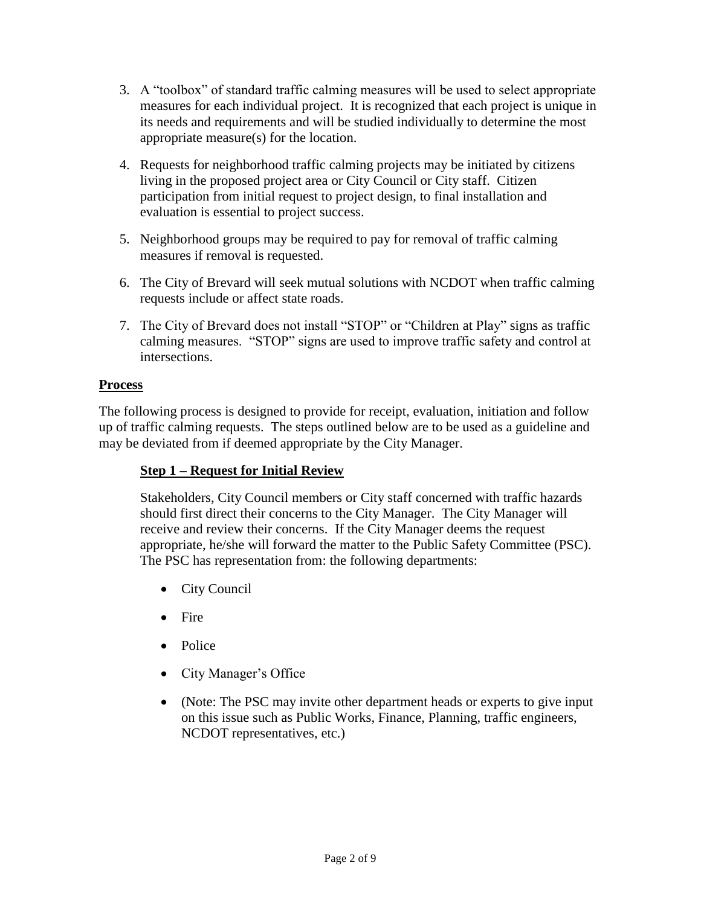3. A "toolbox" of standard traffic calming measures will be used to select appropriate measures for each individual project. It is recognized that each project is unique in its needs and requirements and will be studied individually to determine the most appropriate measure(s) for the location.

4. Requests for neighborhood traffic calming projects may be initiated by citizens living in the proposed project area or City Council or City staff. Citizen participation from initial request to project design, to final installation and evaluation is essential to project success.

5. Neighborhood groups may be required to pay for removal of traffic calming measures if removal is requested.

6. The City of Brevard will seek mutual solutions with NCDOT when traffic calming requests include or affect state roads.

7. The City of Brevard does not install "STOP" or "Children at Play" signs as traffic calming measures. "STOP" signs are used to improve traffic safety and control at intersections.

## Process

The following process is designed to provide for receipt, evaluation, initiation and follow up of traffic calming requests. The steps outlined below are to be used as a guideline and may be deviated from if deemed appropriate by the City Manager.

### Step 1 – Request for Initial Review

Stakeholders, City Council members or City staff concerned with traffic hazards should first direct their concerns to the City Manager. The City Manager will receive and review their concerns. If the City Manager deems the request appropriate, he/she will forward the matter to the Public Safety Committee (PSC). The PSC has representation from: the following departments:

- City Council
- Fire
- Police
- City Manager's Office
- (Note: The PSC may invite other department heads or experts to give input on this issue such as Public Works, Finance, Planning, traffic engineers, NCDOT representatives, etc.)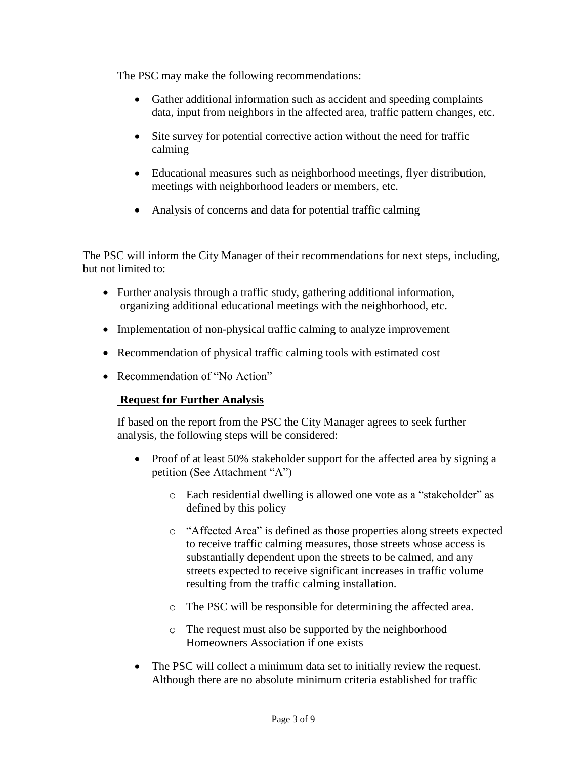The PSC may make the following recommendations:

- Gather additional information such as accident and speeding complaints data, input from neighbors in the affected area, traffic pattern changes, etc.
- Site survey for potential corrective action without the need for traffic calming
- Educational measures such as neighborhood meetings, flyer distribution, meetings with neighborhood leaders or members, etc.
- Analysis of concerns and data for potential traffic calming

The PSC will inform the City Manager of their recommendations for next steps, including, but not limited to:

- Further analysis through a traffic study, gathering additional information, organizing additional educational meetings with the neighborhood, etc.
- Implementation of non-physical traffic calming to analyze improvement
- Recommendation of physical traffic calming tools with estimated cost
- Recommendation of "No Action"

**Request for Further Analysis**

If based on the report from the PSC the City Manager agrees to seek further analysis, the following steps will be considered:

- Proof of at least 50% stakeholder support for the affected area by signing a petition (See Attachment "A")
    - Each residential dwelling is allowed one vote as a "stakeholder" as defined by this policy
    - "Affected Area" is defined as those properties along streets expected to receive traffic calming measures, those streets whose access is substantially dependent upon the streets to be calmed, and any streets expected to receive significant increases in traffic volume resulting from the traffic calming installation.
    - The PSC will be responsible for determining the affected area.
    - The request must also be supported by the neighborhood Homeowners Association if one exists
- The PSC will collect a minimum data set to initially review the request. Although there are no absolute minimum criteria established for traffic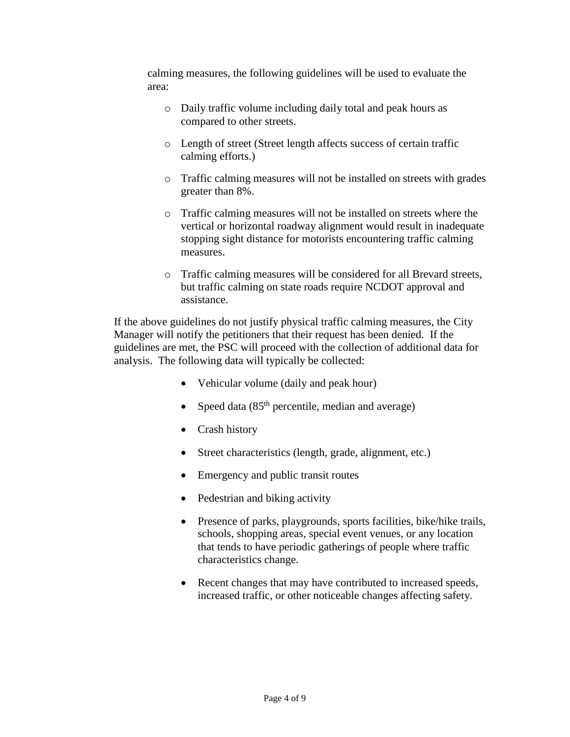calming measures, the following guidelines will be used to evaluate the area:

- Daily traffic volume including daily total and peak hours as compared to other streets.
- Length of street (Street length affects success of certain traffic calming efforts.)
- Traffic calming measures will not be installed on streets with grades greater than 8%.
- Traffic calming measures will not be installed on streets where the vertical or horizontal roadway alignment would result in inadequate stopping sight distance for motorists encountering traffic calming measures.
- Traffic calming measures will be considered for all Brevard streets, but traffic calming on state roads require NCDOT approval and assistance.

If the above guidelines do not justify physical traffic calming measures, the City Manager will notify the petitioners that their request has been denied. If the guidelines are met, the PSC will proceed with the collection of additional data for analysis. The following data will typically be collected:

- Vehicular volume (daily and peak hour)
- Speed data ($85^{th}$ percentile, median and average)
- Crash history
- Street characteristics (length, grade, alignment, etc.)
- Emergency and public transit routes
- Pedestrian and biking activity
- Presence of parks, playgrounds, sports facilities, bike/hike trails, schools, shopping areas, special event venues, or any location that tends to have periodic gatherings of people where traffic characteristics change.
- Recent changes that may have contributed to increased speeds, increased traffic, or other noticeable changes affecting safety.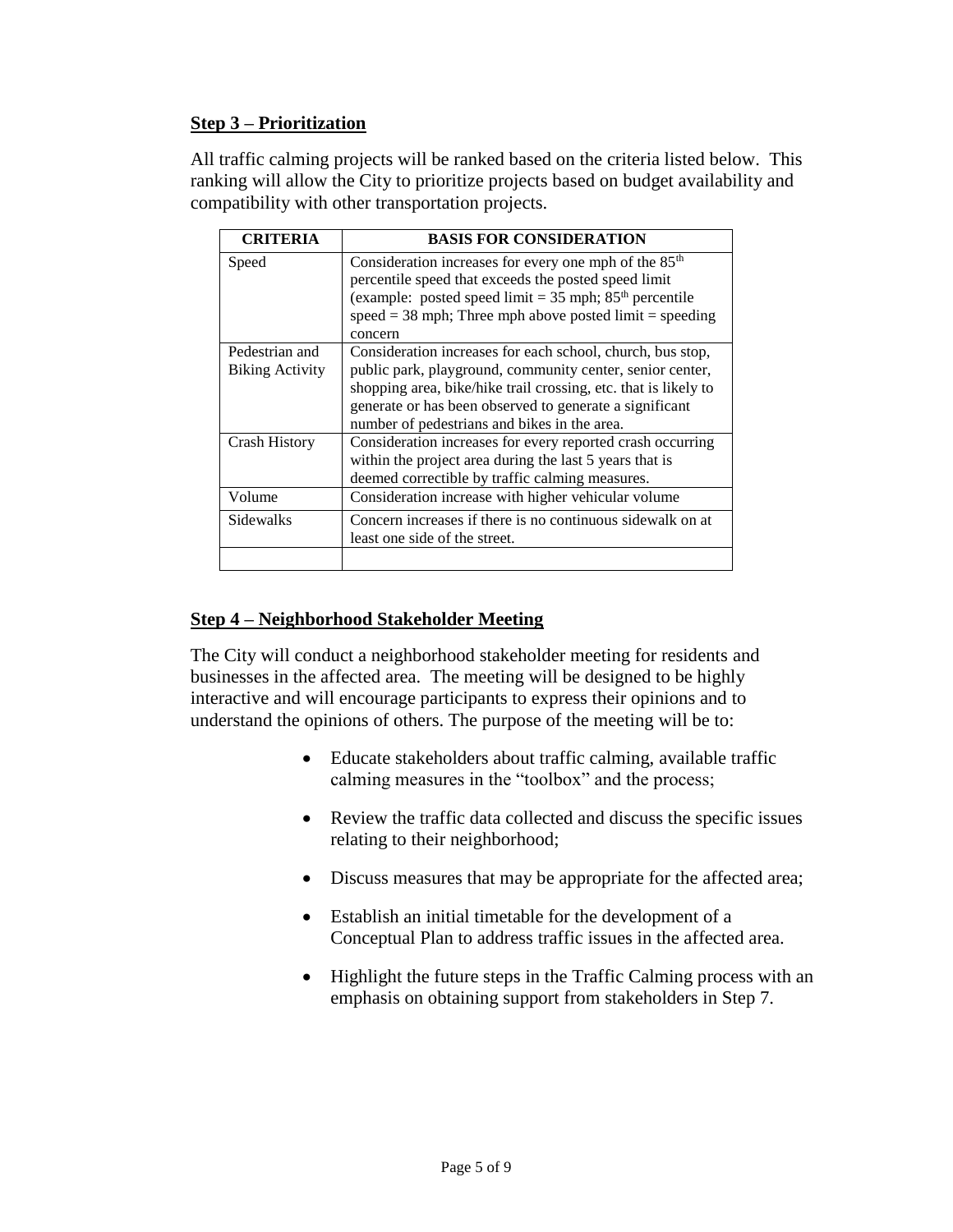**Step 3 – Prioritization**

All traffic calming projects will be ranked based on the criteria listed below. This ranking will allow the City to prioritize projects based on budget availability and compatibility with other transportation projects.

| CRITERIA | BASIS FOR CONSIDERATION |
|---|---|
| Speed | Consideration increases for every one mph of the 85th percentile speed that exceeds the posted speed limit (example: posted speed limit = 35 mph; 85th percentile speed = 38 mph; Three mph above posted limit = speeding concern |
| Pedestrian and Biking Activity | Consideration increases for each school, church, bus stop, public park, playground, community center, senior center, shopping area, bike/hike trail crossing, etc. that is likely to generate or has been observed to generate a significant number of pedestrians and bikes in the area. |
| Crash History | Consideration increases for every reported crash occurring within the project area during the last 5 years that is deemed correctible by traffic calming measures. |
| Volume | Consideration increase with higher vehicular volume |
| Sidewalks | Concern increases if there is no continuous sidewalk on at least one side of the street. |
| | |

**Step 4 – Neighborhood Stakeholder Meeting**

The City will conduct a neighborhood stakeholder meeting for residents and businesses in the affected area. The meeting will be designed to be highly interactive and will encourage participants to express their opinions and to understand the opinions of others. The purpose of the meeting will be to:

- Educate stakeholders about traffic calming, available traffic calming measures in the "toolbox" and the process;
- Review the traffic data collected and discuss the specific issues relating to their neighborhood;
- Discuss measures that may be appropriate for the affected area;
- Establish an initial timetable for the development of a Conceptual Plan to address traffic issues in the affected area.
- Highlight the future steps in the Traffic Calming process with an emphasis on obtaining support from stakeholders in Step 7.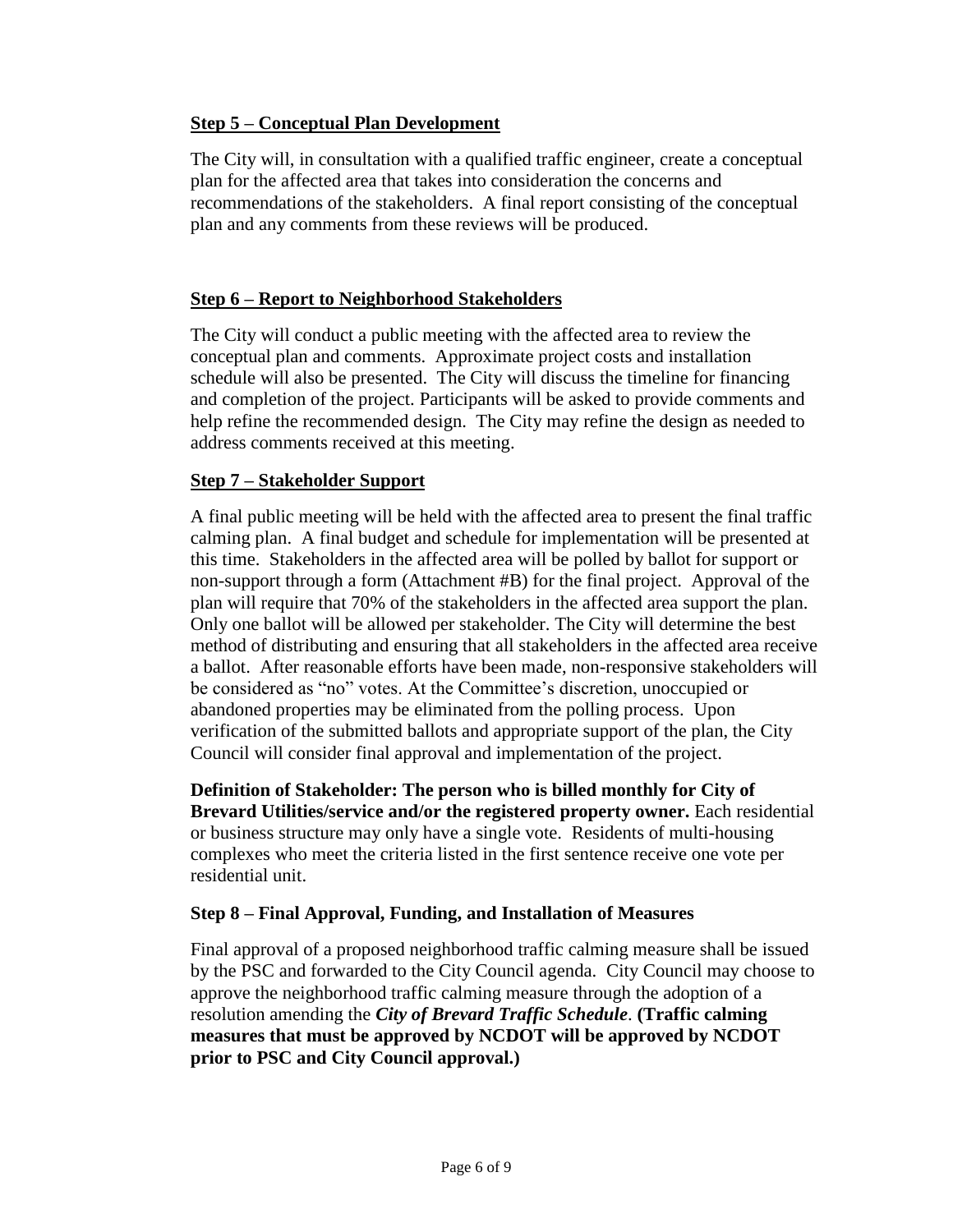## Step 5 – Conceptual Plan Development

The City will, in consultation with a qualified traffic engineer, create a conceptual plan for the affected area that takes into consideration the concerns and recommendations of the stakeholders. A final report consisting of the conceptual plan and any comments from these reviews will be produced.

## Step 6 – Report to Neighborhood Stakeholders

The City will conduct a public meeting with the affected area to review the conceptual plan and comments. Approximate project costs and installation schedule will also be presented. The City will discuss the timeline for financing and completion of the project. Participants will be asked to provide comments and help refine the recommended design. The City may refine the design as needed to address comments received at this meeting.

## Step 7 – Stakeholder Support

A final public meeting will be held with the affected area to present the final traffic calming plan. A final budget and schedule for implementation will be presented at this time. Stakeholders in the affected area will be polled by ballot for support or non-support through a form (Attachment #B) for the final project. Approval of the plan will require that 70% of the stakeholders in the affected area support the plan. Only one ballot will be allowed per stakeholder. The City will determine the best method of distributing and ensuring that all stakeholders in the affected area receive a ballot. After reasonable efforts have been made, non-responsive stakeholders will be considered as "no" votes. At the Committee's discretion, unoccupied or abandoned properties may be eliminated from the polling process. Upon verification of the submitted ballots and appropriate support of the plan, the City Council will consider final approval and implementation of the project.

**Definition of Stakeholder: The person who is billed monthly for City of Brevard Utilities/service and/or the registered property owner.** Each residential or business structure may only have a single vote. Residents of multi-housing complexes who meet the criteria listed in the first sentence receive one vote per residential unit.

## Step 8 – Final Approval, Funding, and Installation of Measures

Final approval of a proposed neighborhood traffic calming measure shall be issued by the PSC and forwarded to the City Council agenda. City Council may choose to approve the neighborhood traffic calming measure through the adoption of a resolution amending the ***City of Brevard Traffic Schedule***. **(Traffic calming measures that must be approved by NCDOT will be approved by NCDOT prior to PSC and City Council approval.)**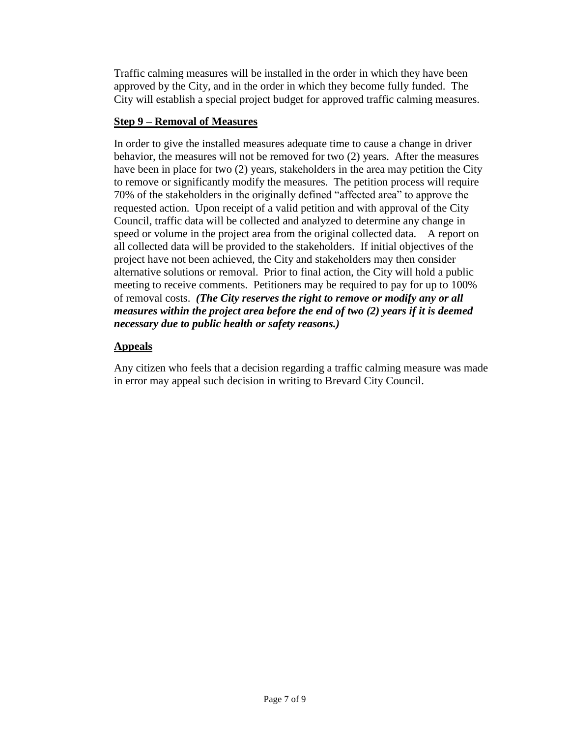Traffic calming measures will be installed in the order in which they have been approved by the City, and in the order in which they become fully funded. The City will establish a special project budget for approved traffic calming measures.

## Step 9 – Removal of Measures

In order to give the installed measures adequate time to cause a change in driver behavior, the measures will not be removed for two (2) years. After the measures have been in place for two (2) years, stakeholders in the area may petition the City to remove or significantly modify the measures. The petition process will require 70% of the stakeholders in the originally defined "affected area" to approve the requested action. Upon receipt of a valid petition and with approval of the City Council, traffic data will be collected and analyzed to determine any change in speed or volume in the project area from the original collected data. A report on all collected data will be provided to the stakeholders. If initial objectives of the project have not been achieved, the City and stakeholders may then consider alternative solutions or removal. Prior to final action, the City will hold a public meeting to receive comments. Petitioners may be required to pay for up to 100% of removal costs. ***(The City reserves the right to remove or modify any or all measures within the project area before the end of two (2) years if it is deemed necessary due to public health or safety reasons.)***

## Appeals

Any citizen who feels that a decision regarding a traffic calming measure was made in error may appeal such decision in writing to Brevard City Council.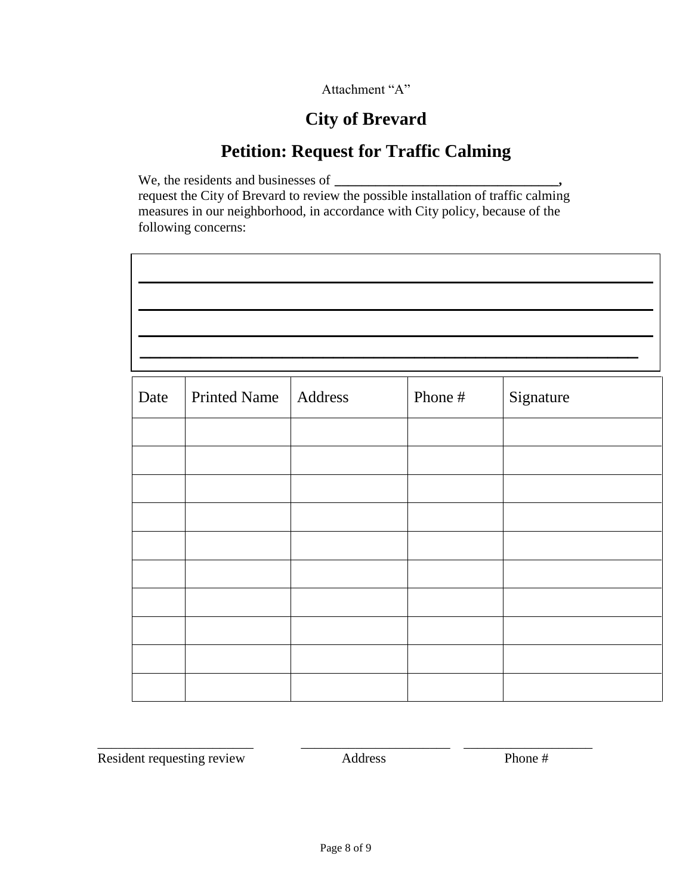Attachment "A"

# City of Brevard

# Petition: Request for Traffic Calming

We, the residents and businesses of ________________________________, request the City of Brevard to review the possible installation of traffic calming measures in our neighborhood, in accordance with City policy, because of the following concerns:

______________________________________________________________

______________________________________________________________

______________________________________________________________

______________________________________________________________

| Date | Printed Name | Address | Phone # | Signature |
|---|---|---|---|---|
| | | | | |
| | | | | |
| | | | | |
| | | | | |
| | | | | |
| | | | | |
| | | | | |
| | | | | |
| | | | | |
| | | | | |

________________________ ________________________ ____________________

Resident requesting review Address Phone #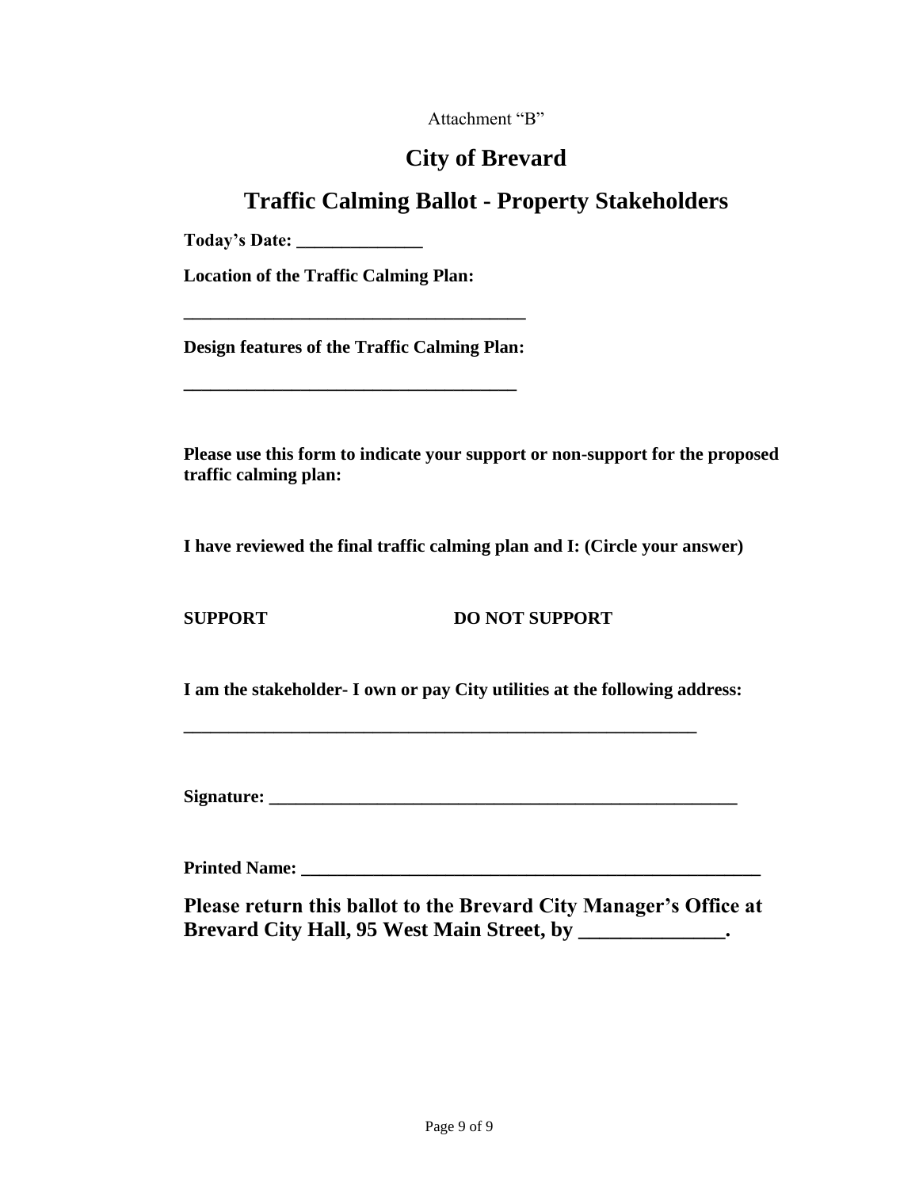Attachment "B"

# City of Brevard

## Traffic Calming Ballot - Property Stakeholders

**Today's Date: ______________**

**Location of the Traffic Calming Plan:**

**______________________________________**

**Design features of the Traffic Calming Plan:**

**_____________________________________**

**Please use this form to indicate your support or non-support for the proposed traffic calming plan:**

**I have reviewed the final traffic calming plan and I: (Circle your answer)**

**SUPPORT** **DO NOT SUPPORT**

**I am the stakeholder- I own or pay City utilities at the following address:**

**_________________________________________________________**

**Signature: ____________________________________________________**

**Printed Name: ___________________________________________________**

**Please return this ballot to the Brevard City Manager's Office at Brevard City Hall, 95 West Main Street, by ______________.**